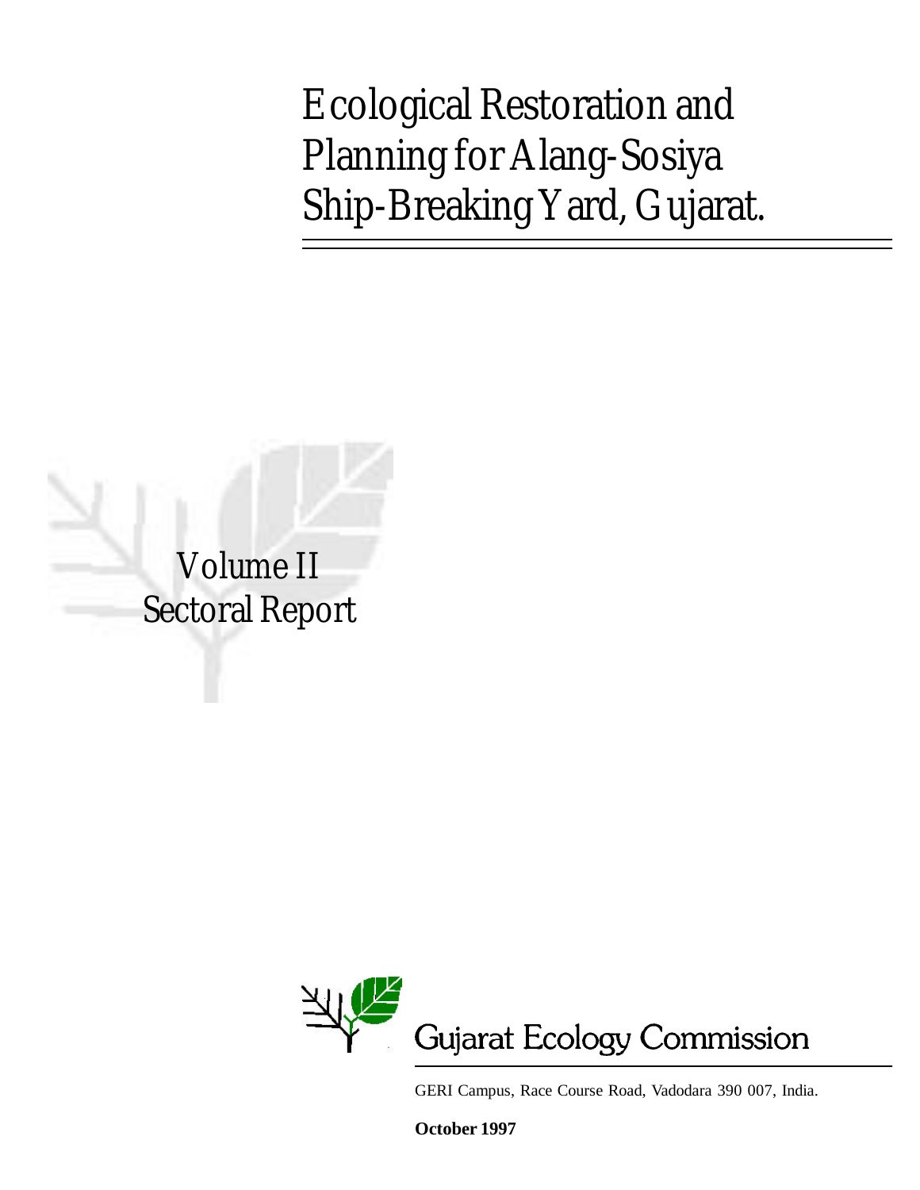# Ecological Restoration and Planning for Alang-Sosiya Ship-Breaking Yard, Gujarat.

## Volume II
## Sectoral Report

Gujarat Ecology Commission

GERI Campus, Race Course Road, Vadodara 390 007, India.

**October 1997**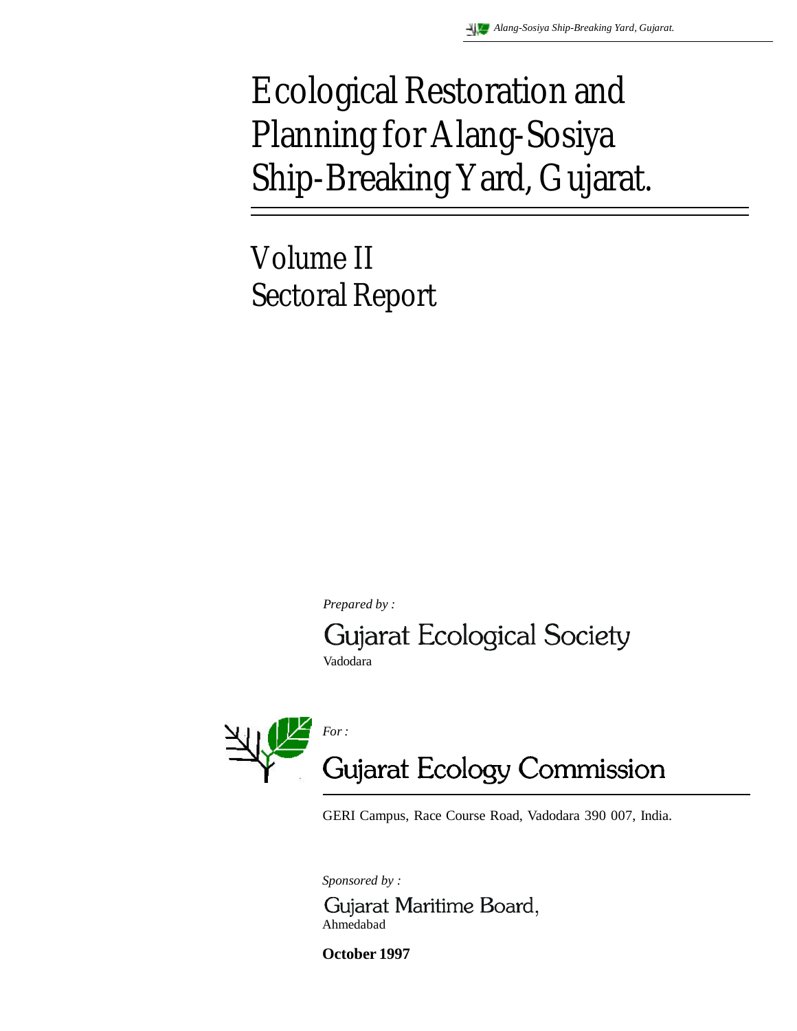# Ecological Restoration and Planning for Alang-Sosiya Ship-Breaking Yard, Gujarat.

## Volume II
## Sectoral Report

*Prepared by :*

Gujarat Ecological Society
Vadodara

*For :*

Gujarat Ecology Commission

GERI Campus, Race Course Road, Vadodara 390 007, India.

*Sponsored by :*

Gujarat Maritime Board,
Ahmedabad

**October 1997**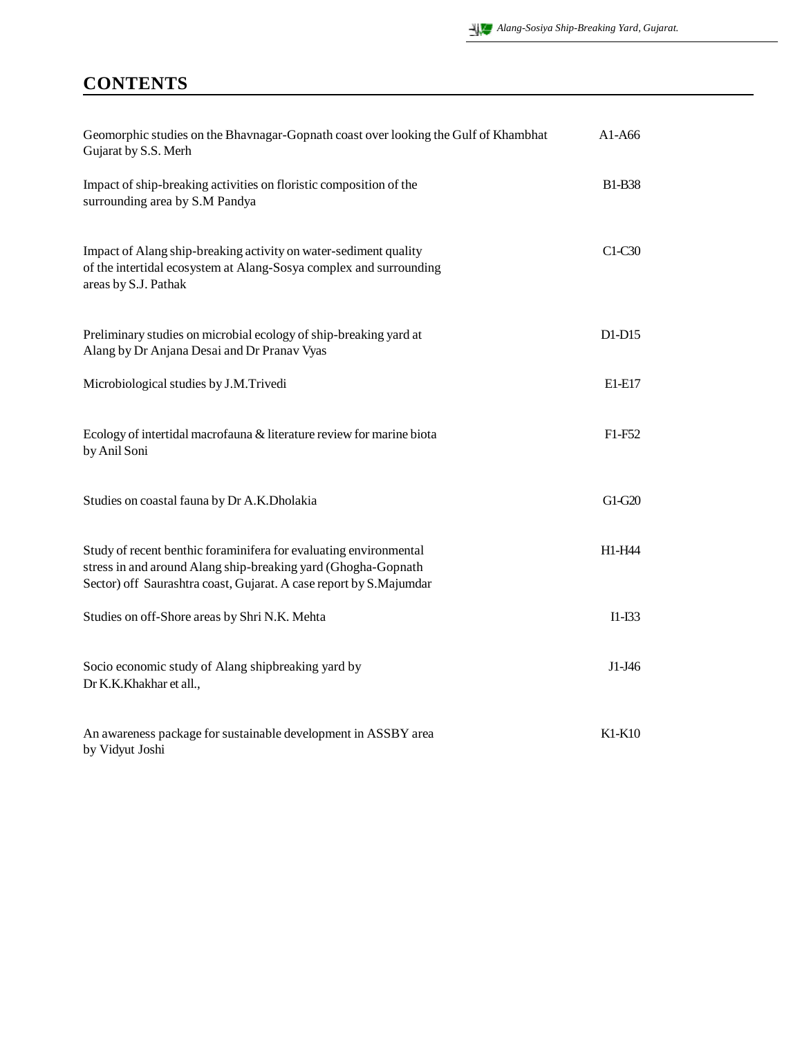## CONTENTS

| | |
|---|---|
| Geomorphic studies on the Bhavnagar-Gopnath coast over looking the Gulf of Khambhat Gujarat by S.S. Merh | A1-A66 |
| Impact of ship-breaking activities on floristic composition of the surrounding area by S.M Pandya | B1-B38 |
| Impact of Alang ship-breaking activity on water-sediment quality of the intertidal ecosystem at Alang-Sosya complex and surrounding areas by S.J. Pathak | C1-C30 |
| Preliminary studies on microbial ecology of ship-breaking yard at Alang by Dr Anjana Desai and Dr Pranav Vyas | D1-D15 |
| Microbiological studies by J.M.Trivedi | E1-E17 |
| Ecology of intertidal macrofauna & literature review for marine biota by Anil Soni | F1-F52 |
| Studies on coastal fauna by Dr A.K.Dholakia | G1-G20 |
| Study of recent benthic foraminifera for evaluating environmental stress in and around Alang ship-breaking yard (Ghogha-Gopnath Sector) off Saurashtra coast, Gujarat. A case report by S.Majumdar | H1-H44 |
| Studies on off-Shore areas by Shri N.K. Mehta | I1-I33 |
| Socio economic study of Alang shipbreaking yard by Dr K.K.Khakhar et all., | J1-J46 |
| An awareness package for sustainable development in ASSBY area by Vidyut Joshi | K1-K10 |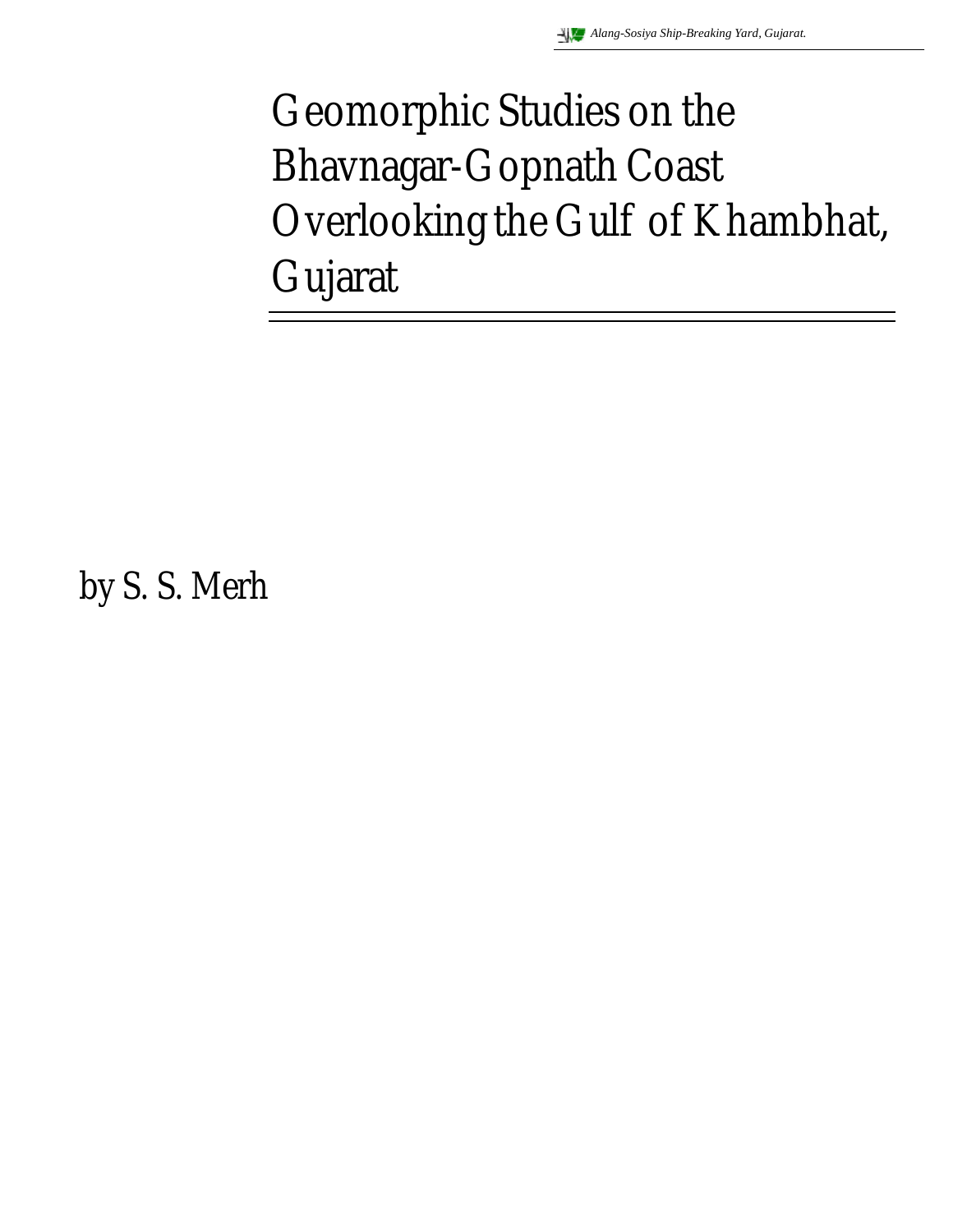# Geomorphic Studies on the Bhavnagar-Gopnath Coast Overlooking the Gulf of Khambhat, Gujarat

by S. S. Merh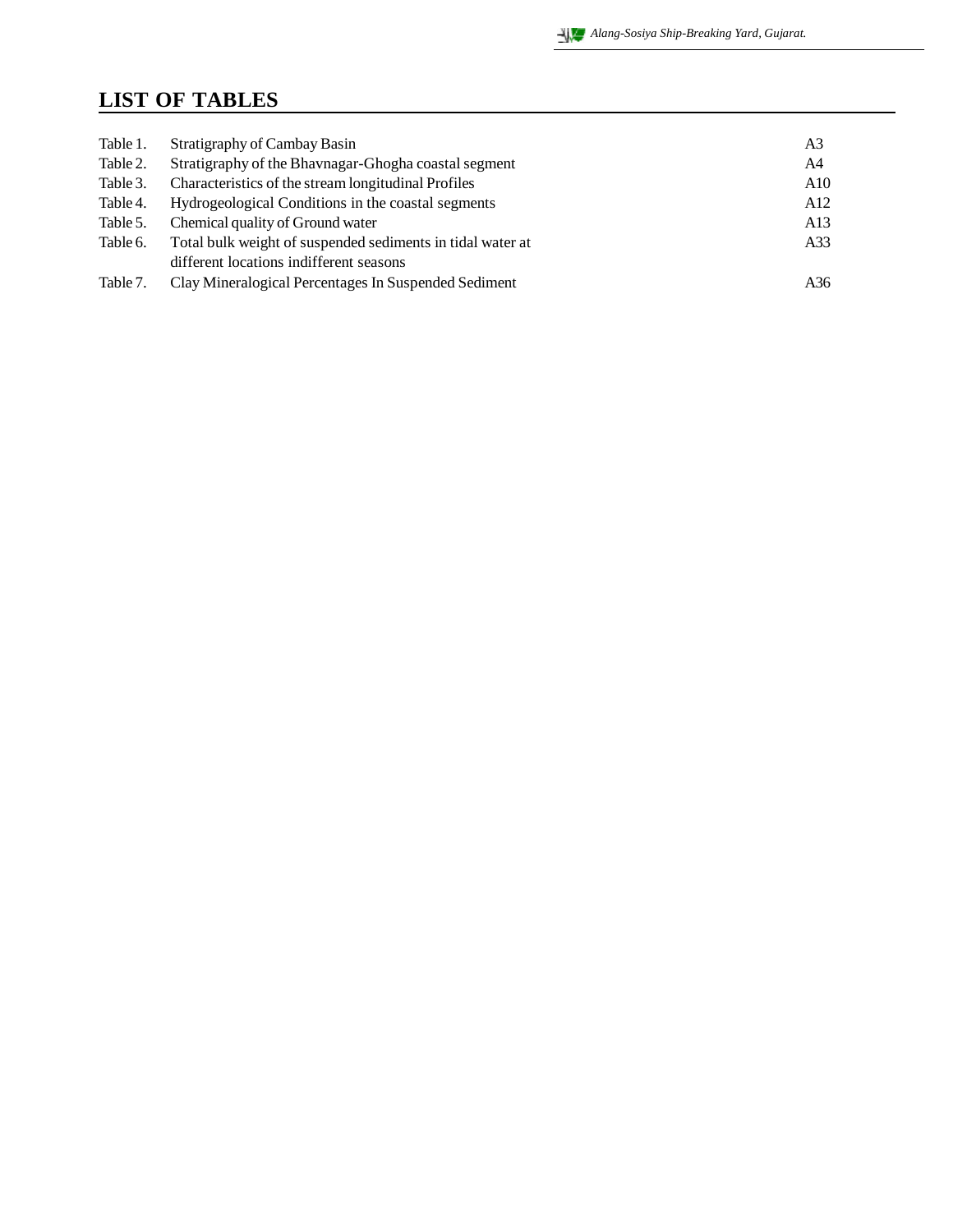## LIST OF TABLES

| | | |
|---|---|---|
| Table 1. | Stratigraphy of Cambay Basin | A3 |
| Table 2. | Stratigraphy of the Bhavnagar-Ghogha coastal segment | A4 |
| Table 3. | Characteristics of the stream longitudinal Profiles | A10 |
| Table 4. | Hydrogeological Conditions in the coastal segments | A12 |
| Table 5. | Chemical quality of Ground water | A13 |
| Table 6. | Total bulk weight of suspended sediments in tidal water at different locations indifferent seasons | A33 |
| Table 7. | Clay Mineralogical Percentages In Suspended Sediment | A36 |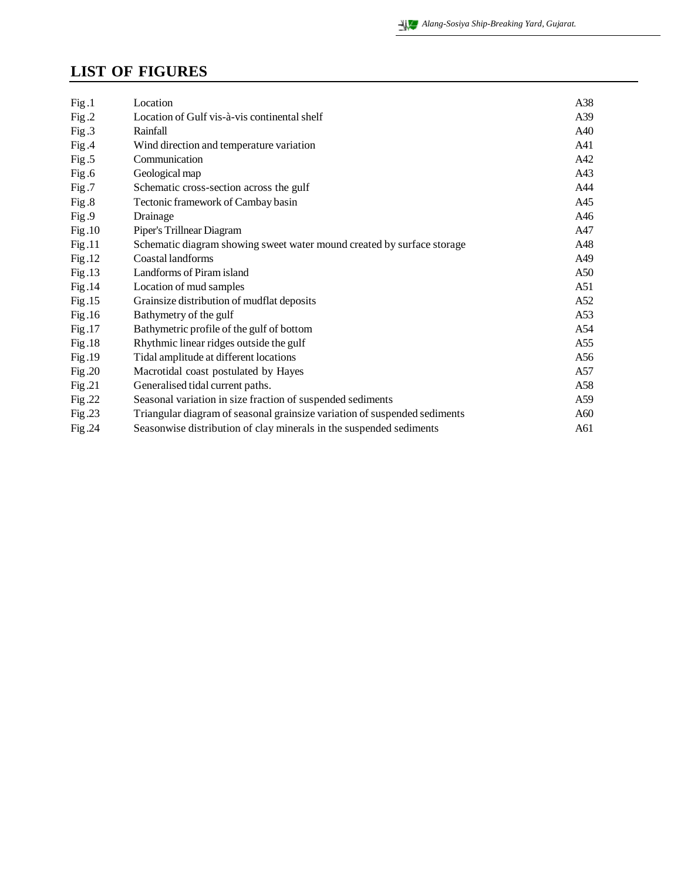## LIST OF FIGURES

| | | |
|---|---|---|
| Fig .1 | Location | A38 |
| Fig .2 | Location of Gulf vis-à-vis continental shelf | A39 |
| Fig .3 | Rainfall | A40 |
| Fig .4 | Wind direction and temperature variation | A41 |
| Fig .5 | Communication | A42 |
| Fig .6 | Geological map | A43 |
| Fig .7 | Schematic cross-section across the gulf | A44 |
| Fig .8 | Tectonic framework of Cambay basin | A45 |
| Fig .9 | Drainage | A46 |
| Fig .10 | Piper's Trillnear Diagram | A47 |
| Fig .11 | Schematic diagram showing sweet water mound created by surface storage | A48 |
| Fig .12 | Coastal landforms | A49 |
| Fig .13 | Landforms of Piram island | A50 |
| Fig .14 | Location of mud samples | A51 |
| Fig .15 | Grainsize distribution of mudflat deposits | A52 |
| Fig .16 | Bathymetry of the gulf | A53 |
| Fig .17 | Bathymetric profile of the gulf of bottom | A54 |
| Fig .18 | Rhythmic linear ridges outside the gulf | A55 |
| Fig .19 | Tidal amplitude at different locations | A56 |
| Fig .20 | Macrotidal coast postulated by Hayes | A57 |
| Fig .21 | Generalised tidal current paths. | A58 |
| Fig .22 | Seasonal variation in size fraction of suspended sediments | A59 |
| Fig .23 | Triangular diagram of seasonal grainsize variation of suspended sediments | A60 |
| Fig .24 | Seasonwise distribution of clay minerals in the suspended sediments | A61 |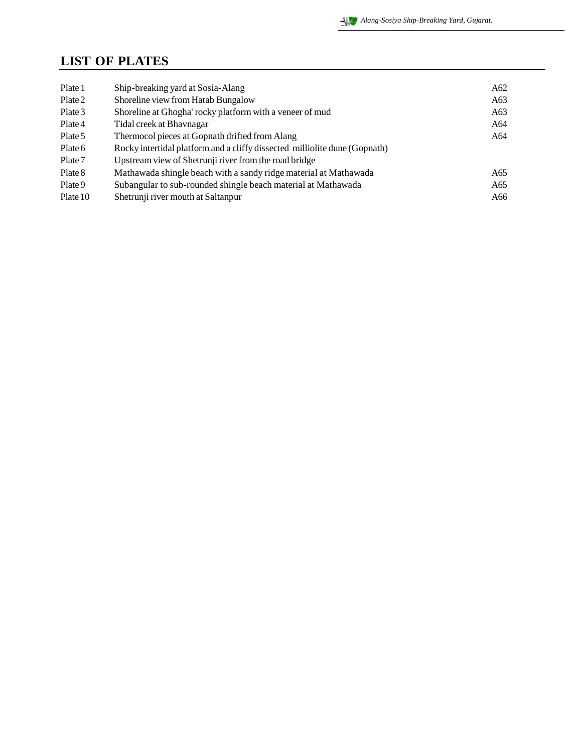## LIST OF PLATES

| | | |
|---|---|---|
| Plate 1 | Ship-breaking yard at Sosia-Alang | A62 |
| Plate 2 | Shoreline view from Hatab Bungalow | A63 |
| Plate 3 | Shoreline at Ghogha' rocky platform with a veneer of mud | A63 |
| Plate 4 | Tidal creek at Bhavnagar | A64 |
| Plate 5 | Thermocol pieces at Gopnath drifted from Alang | A64 |
| Plate 6 | Rocky intertidal platform and a cliffy dissected milliolite dune (Gopnath) | |
| Plate 7 | Upstream view of Shetrunji river from the road bridge | |
| Plate 8 | Mathawada shingle beach with a sandy ridge material at Mathawada | A65 |
| Plate 9 | Subangular to sub-rounded shingle beach material at Mathawada | A65 |
| Plate 10 | Shetrunji river mouth at Saltanpur | A66 |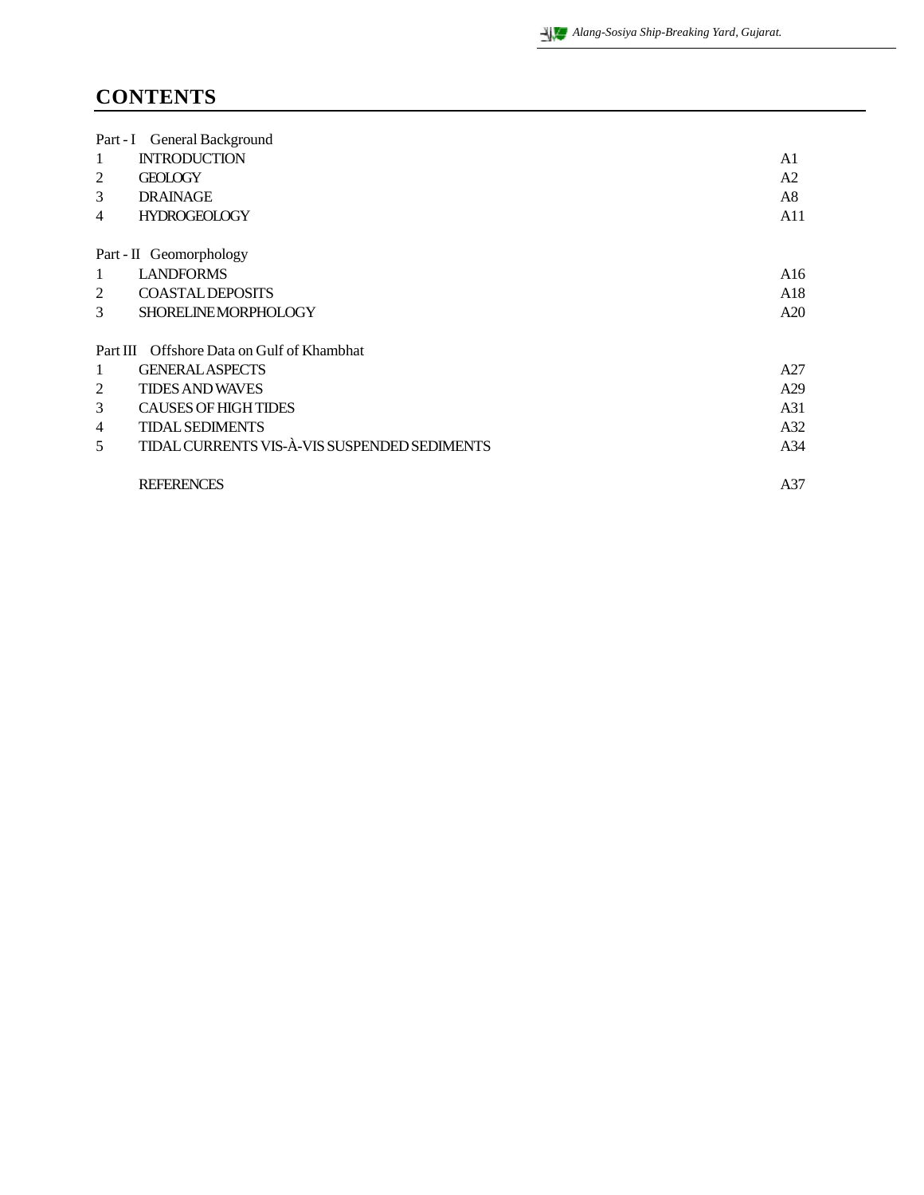# CONTENTS

| | | |
|---|---|---|
| Part - I | General Background | |
| 1 | INTRODUCTION | A1 |
| 2 | GEOLOGY | A2 |
| 3 | DRAINAGE | A8 |
| 4 | HYDROGEOLOGY | A11 |
| Part - II | Geomorphology | |
| 1 | LANDFORMS | A16 |
| 2 | COASTAL DEPOSITS | A18 |
| 3 | SHORELINE MORPHOLOGY | A20 |
| Part III | Offshore Data on Gulf of Khambhat | |
| 1 | GENERAL ASPECTS | A27 |
| 2 | TIDES AND WAVES | A29 |
| 3 | CAUSES OF HIGH TIDES | A31 |
| 4 | TIDAL SEDIMENTS | A32 |
| 5 | TIDAL CURRENTS VIS-À-VIS SUSPENDED SEDIMENTS | A34 |
| | REFERENCES | A37 |